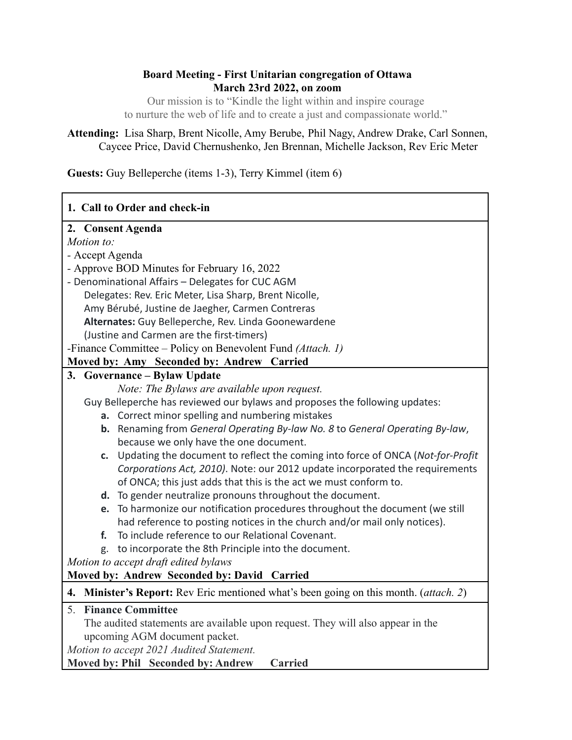**Board Meeting - First Unitarian congregation of Ottawa**
**March 23rd 2022, on zoom**

Our mission is to "Kindle the light within and inspire courage to nurture the web of life and to create a just and compassionate world."

**Attending:** Lisa Sharp, Brent Nicolle, Amy Berube, Phil Nagy, Andrew Drake, Carl Sonnen, Caycee Price, David Chernushenko, Jen Brennan, Michelle Jackson, Rev Eric Meter

**Guests:** Guy Belleperche (items 1-3), Terry Kimmel (item 6)

**1. Call to Order and check-in**

**2. Consent Agenda**

*Motion to:*

- Accept Agenda
- Approve BOD Minutes for February 16, 2022
- Denominational Affairs – Delegates for CUC AGM
  Delegates: Rev. Eric Meter, Lisa Sharp, Brent Nicolle, Amy Bérubé, Justine de Jaegher, Carmen Contreras
  **Alternates:** Guy Belleperche, Rev. Linda Goonewardene
  (Justine and Carmen are the first-timers)
- Finance Committee – Policy on Benevolent Fund *(Attach. 1)*

**Moved by: Amy Seconded by: Andrew Carried**

**3. Governance – Bylaw Update**

*Note: The Bylaws are available upon request.*

Guy Belleperche has reviewed our bylaws and proposes the following updates:

- **a.** Correct minor spelling and numbering mistakes
- **b.** Renaming from *General Operating By-law No. 8* to *General Operating By-law*, because we only have the one document.
- **c.** Updating the document to reflect the coming into force of ONCA (*Not-for-Profit Corporations Act, 2010)*. Note: our 2012 update incorporated the requirements of ONCA; this just adds that this is the act we must conform to.
- **d.** To gender neutralize pronouns throughout the document.
- **e.** To harmonize our notification procedures throughout the document (we still had reference to posting notices in the church and/or mail only notices).
- **f.** To include reference to our Relational Covenant.
- g. to incorporate the 8th Principle into the document.

*Motion to accept draft edited bylaws*

**Moved by: Andrew Seconded by: David Carried**

**4. Minister's Report:** Rev Eric mentioned what's been going on this month. (*attach. 2*)

5. **Finance Committee**

The audited statements are available upon request. They will also appear in the upcoming AGM document packet.

*Motion to accept 2021 Audited Statement.*

**Moved by: Phil Seconded by: Andrew Carried**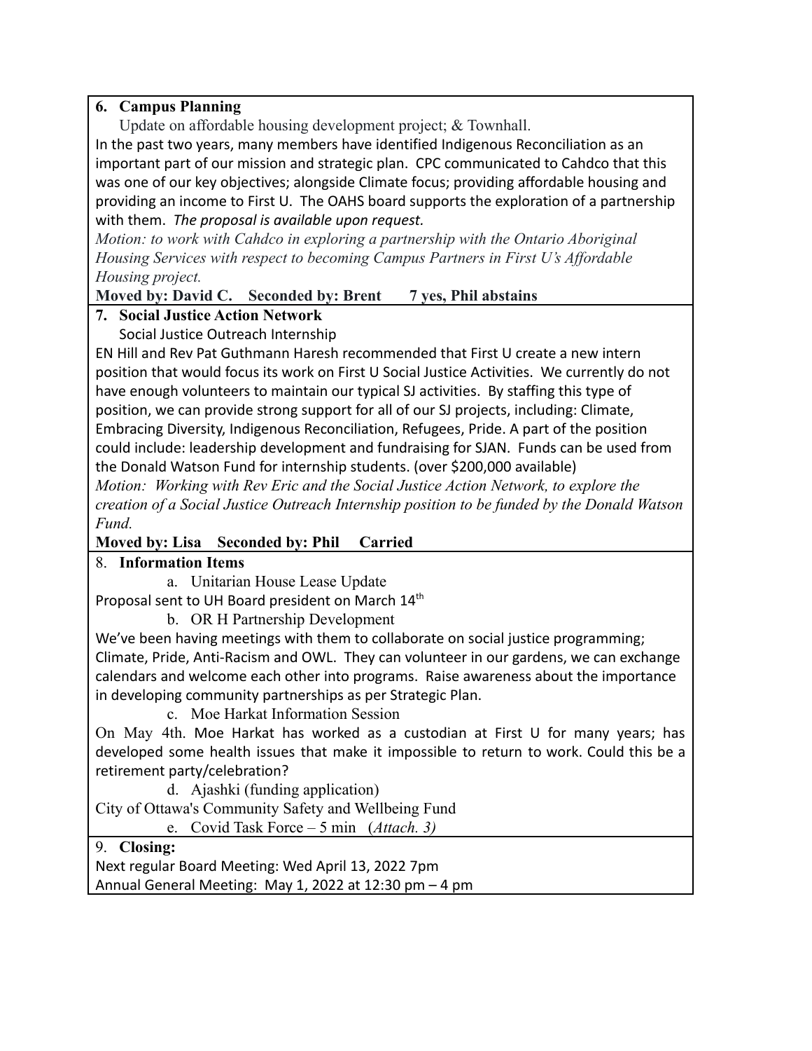**6. Campus Planning**

Update on affordable housing development project; & Townhall.

In the past two years, many members have identified Indigenous Reconciliation as an important part of our mission and strategic plan. CPC communicated to Cahdco that this was one of our key objectives; alongside Climate focus; providing affordable housing and providing an income to First U. The OAHS board supports the exploration of a partnership with them. *The proposal is available upon request.*

*Motion: to work with Cahdco in exploring a partnership with the Ontario Aboriginal Housing Services with respect to becoming Campus Partners in First U's Affordable Housing project.*

**Moved by: David C. Seconded by: Brent 7 yes, Phil abstains**

**7. Social Justice Action Network**

Social Justice Outreach Internship

EN Hill and Rev Pat Guthmann Haresh recommended that First U create a new intern position that would focus its work on First U Social Justice Activities. We currently do not have enough volunteers to maintain our typical SJ activities. By staffing this type of position, we can provide strong support for all of our SJ projects, including: Climate, Embracing Diversity, Indigenous Reconciliation, Refugees, Pride. A part of the position could include: leadership development and fundraising for SJAN. Funds can be used from the Donald Watson Fund for internship students. (over $200,000 available)

*Motion: Working with Rev Eric and the Social Justice Action Network, to explore the creation of a Social Justice Outreach Internship position to be funded by the Donald Watson Fund.*

**Moved by: Lisa Seconded by: Phil Carried**

8. **Information Items**

a. Unitarian House Lease Update

Proposal sent to UH Board president on March 14th

b. OR H Partnership Development

We've been having meetings with them to collaborate on social justice programming; Climate, Pride, Anti-Racism and OWL. They can volunteer in our gardens, we can exchange calendars and welcome each other into programs. Raise awareness about the importance in developing community partnerships as per Strategic Plan.

c. Moe Harkat Information Session

On May 4th. Moe Harkat has worked as a custodian at First U for many years; has developed some health issues that make it impossible to return to work. Could this be a retirement party/celebration?

d. Ajashki (funding application)

City of Ottawa's Community Safety and Wellbeing Fund

e. Covid Task Force – 5 min (*Attach. 3)*

9. **Closing:**

Next regular Board Meeting: Wed April 13, 2022 7pm

Annual General Meeting: May 1, 2022 at 12:30 pm – 4 pm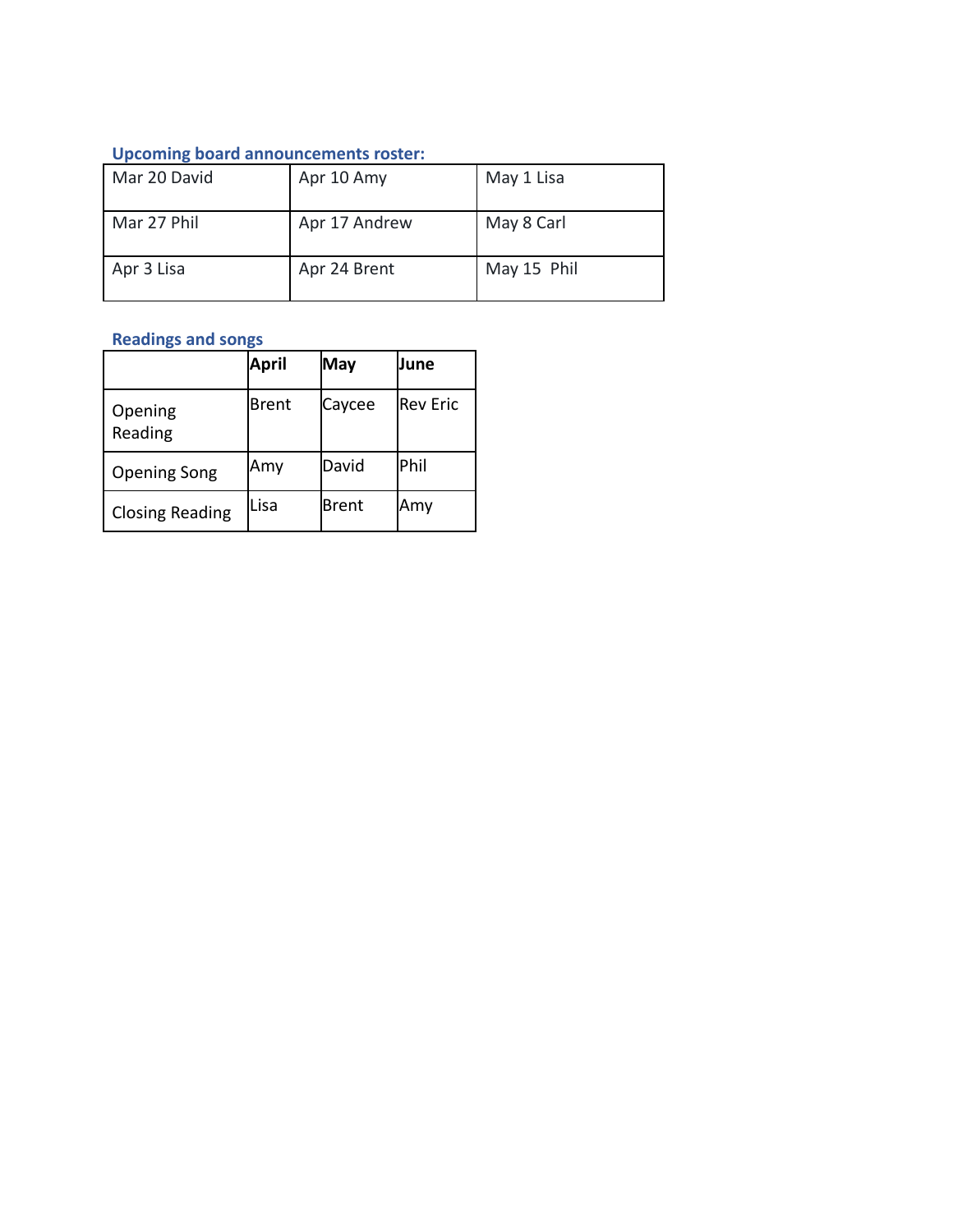### Upcoming board announcements roster:

| | | |
|---|---|---|
| Mar 20 David | Apr 10 Amy | May 1 Lisa |
| Mar 27 Phil | Apr 17 Andrew | May 8 Carl |
| Apr 3 Lisa | Apr 24 Brent | May 15 Phil |

### Readings and songs

| | **April** | **May** | **June** |
|---|---|---|---|
| Opening Reading | Brent | Caycee | Rev Eric |
| Opening Song | Amy | David | Phil |
| Closing Reading | Lisa | Brent | Amy |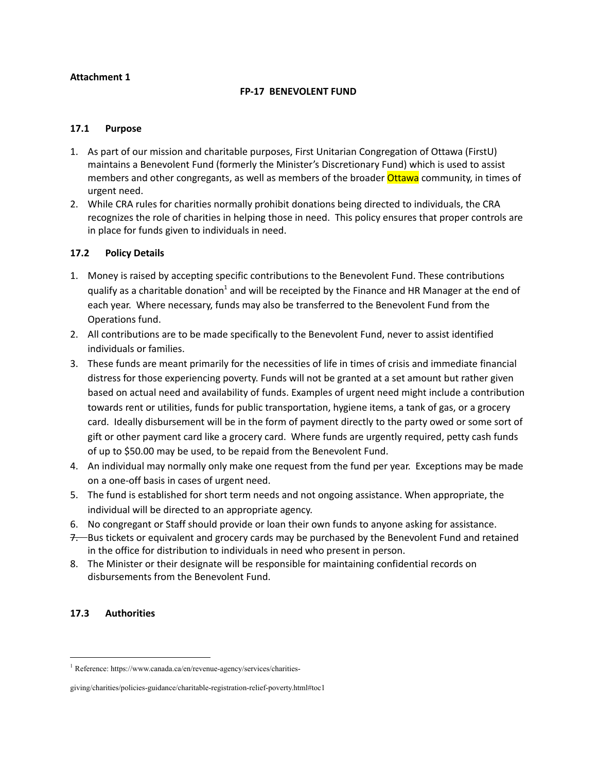**Attachment 1**

## FP-17 BENEVOLENT FUND

### 17.1 Purpose

1. As part of our mission and charitable purposes, First Unitarian Congregation of Ottawa (FirstU) maintains a Benevolent Fund (formerly the Minister's Discretionary Fund) which is used to assist members and other congregants, as well as members of the broader Ottawa community, in times of urgent need.
2. While CRA rules for charities normally prohibit donations being directed to individuals, the CRA recognizes the role of charities in helping those in need. This policy ensures that proper controls are in place for funds given to individuals in need.

### 17.2 Policy Details

1. Money is raised by accepting specific contributions to the Benevolent Fund. These contributions qualify as a charitable donation[1] and will be receipted by the Finance and HR Manager at the end of each year. Where necessary, funds may also be transferred to the Benevolent Fund from the Operations fund.
2. All contributions are to be made specifically to the Benevolent Fund, never to assist identified individuals or families.
3. These funds are meant primarily for the necessities of life in times of crisis and immediate financial distress for those experiencing poverty. Funds will not be granted at a set amount but rather given based on actual need and availability of funds. Examples of urgent need might include a contribution towards rent or utilities, funds for public transportation, hygiene items, a tank of gas, or a grocery card. Ideally disbursement will be in the form of payment directly to the party owed or some sort of gift or other payment card like a grocery card. Where funds are urgently required, petty cash funds of up to $50.00 may be used, to be repaid from the Benevolent Fund.
4. An individual may normally only make one request from the fund per year. Exceptions may be made on a one-off basis in cases of urgent need.
5. The fund is established for short term needs and not ongoing assistance. When appropriate, the individual will be directed to an appropriate agency.
6. No congregant or Staff should provide or loan their own funds to anyone asking for assistance.
7. Bus tickets or equivalent and grocery cards may be purchased by the Benevolent Fund and retained in the office for distribution to individuals in need who present in person.
8. The Minister or their designate will be responsible for maintaining confidential records on disbursements from the Benevolent Fund.

### 17.3 Authorities

---

[1] Reference: https://www.canada.ca/en/revenue-agency/services/charities-giving/charities/policies-guidance/charitable-registration-relief-poverty.html#toc1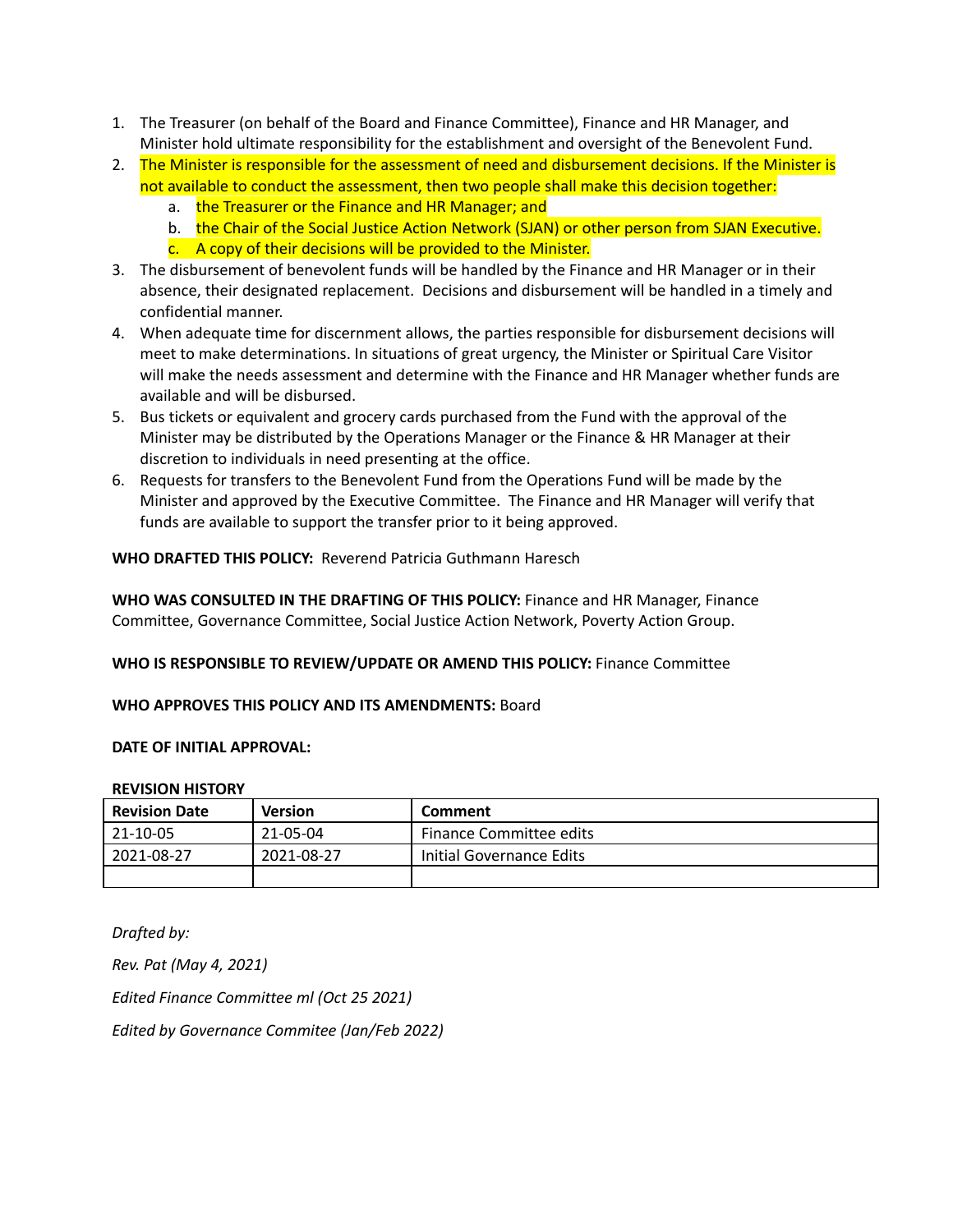1. The Treasurer (on behalf of the Board and Finance Committee), Finance and HR Manager, and Minister hold ultimate responsibility for the establishment and oversight of the Benevolent Fund.
2. The Minister is responsible for the assessment of need and disbursement decisions. If the Minister is not available to conduct the assessment, then two people shall make this decision together:
   a. the Treasurer or the Finance and HR Manager; and
   b. the Chair of the Social Justice Action Network (SJAN) or other person from SJAN Executive.
   c. A copy of their decisions will be provided to the Minister.
3. The disbursement of benevolent funds will be handled by the Finance and HR Manager or in their absence, their designated replacement. Decisions and disbursement will be handled in a timely and confidential manner.
4. When adequate time for discernment allows, the parties responsible for disbursement decisions will meet to make determinations. In situations of great urgency, the Minister or Spiritual Care Visitor will make the needs assessment and determine with the Finance and HR Manager whether funds are available and will be disbursed.
5. Bus tickets or equivalent and grocery cards purchased from the Fund with the approval of the Minister may be distributed by the Operations Manager or the Finance & HR Manager at their discretion to individuals in need presenting at the office.
6. Requests for transfers to the Benevolent Fund from the Operations Fund will be made by the Minister and approved by the Executive Committee. The Finance and HR Manager will verify that funds are available to support the transfer prior to it being approved.

**WHO DRAFTED THIS POLICY:** Reverend Patricia Guthmann Haresch

**WHO WAS CONSULTED IN THE DRAFTING OF THIS POLICY:** Finance and HR Manager, Finance Committee, Governance Committee, Social Justice Action Network, Poverty Action Group.

**WHO IS RESPONSIBLE TO REVIEW/UPDATE OR AMEND THIS POLICY:** Finance Committee

**WHO APPROVES THIS POLICY AND ITS AMENDMENTS:** Board

**DATE OF INITIAL APPROVAL:**

**REVISION HISTORY**

| Revision Date | Version | Comment |
|---|---|---|
| 21-10-05 | 21-05-04 | Finance Committee edits |
| 2021-08-27 | 2021-08-27 | Initial Governance Edits |
| | | |

*Drafted by:*

*Rev. Pat (May 4, 2021)*

*Edited Finance Committee ml (Oct 25 2021)*

*Edited by Governance Commitee (Jan/Feb 2022)*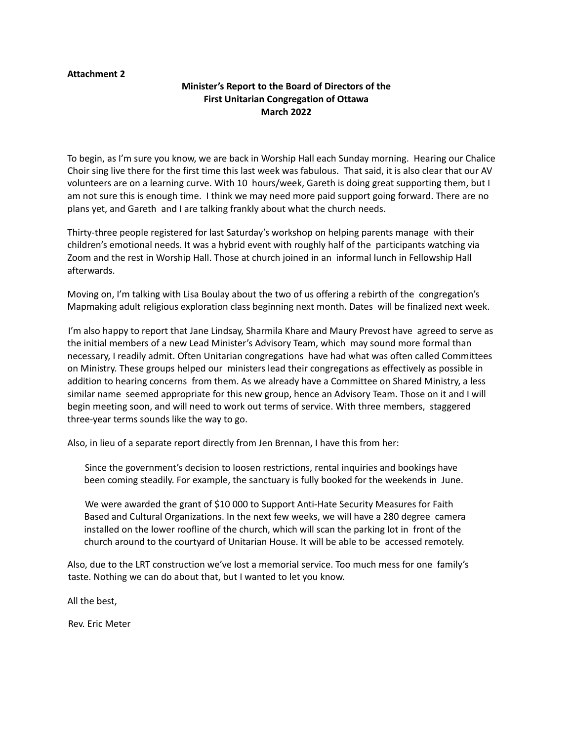**Attachment 2**

**Minister's Report to the Board of Directors of the First Unitarian Congregation of Ottawa March 2022**

To begin, as I'm sure you know, we are back in Worship Hall each Sunday morning. Hearing our Chalice Choir sing live there for the first time this last week was fabulous. That said, it is also clear that our AV volunteers are on a learning curve. With 10 hours/week, Gareth is doing great supporting them, but I am not sure this is enough time. I think we may need more paid support going forward. There are no plans yet, and Gareth and I are talking frankly about what the church needs.

Thirty-three people registered for last Saturday's workshop on helping parents manage with their children's emotional needs. It was a hybrid event with roughly half of the participants watching via Zoom and the rest in Worship Hall. Those at church joined in an informal lunch in Fellowship Hall afterwards.

Moving on, I'm talking with Lisa Boulay about the two of us offering a rebirth of the congregation's Mapmaking adult religious exploration class beginning next month. Dates will be finalized next week.

I'm also happy to report that Jane Lindsay, Sharmila Khare and Maury Prevost have agreed to serve as the initial members of a new Lead Minister's Advisory Team, which may sound more formal than necessary, I readily admit. Often Unitarian congregations have had what was often called Committees on Ministry. These groups helped our ministers lead their congregations as effectively as possible in addition to hearing concerns from them. As we already have a Committee on Shared Ministry, a less similar name seemed appropriate for this new group, hence an Advisory Team. Those on it and I will begin meeting soon, and will need to work out terms of service. With three members, staggered three-year terms sounds like the way to go.

Also, in lieu of a separate report directly from Jen Brennan, I have this from her:

> Since the government's decision to loosen restrictions, rental inquiries and bookings have been coming steadily. For example, the sanctuary is fully booked for the weekends in June.
>
> We were awarded the grant of $10 000 to Support Anti-Hate Security Measures for Faith Based and Cultural Organizations. In the next few weeks, we will have a 280 degree camera installed on the lower roofline of the church, which will scan the parking lot in front of the church around to the courtyard of Unitarian House. It will be able to be accessed remotely.

Also, due to the LRT construction we've lost a memorial service. Too much mess for one family's taste. Nothing we can do about that, but I wanted to let you know.

All the best,

Rev. Eric Meter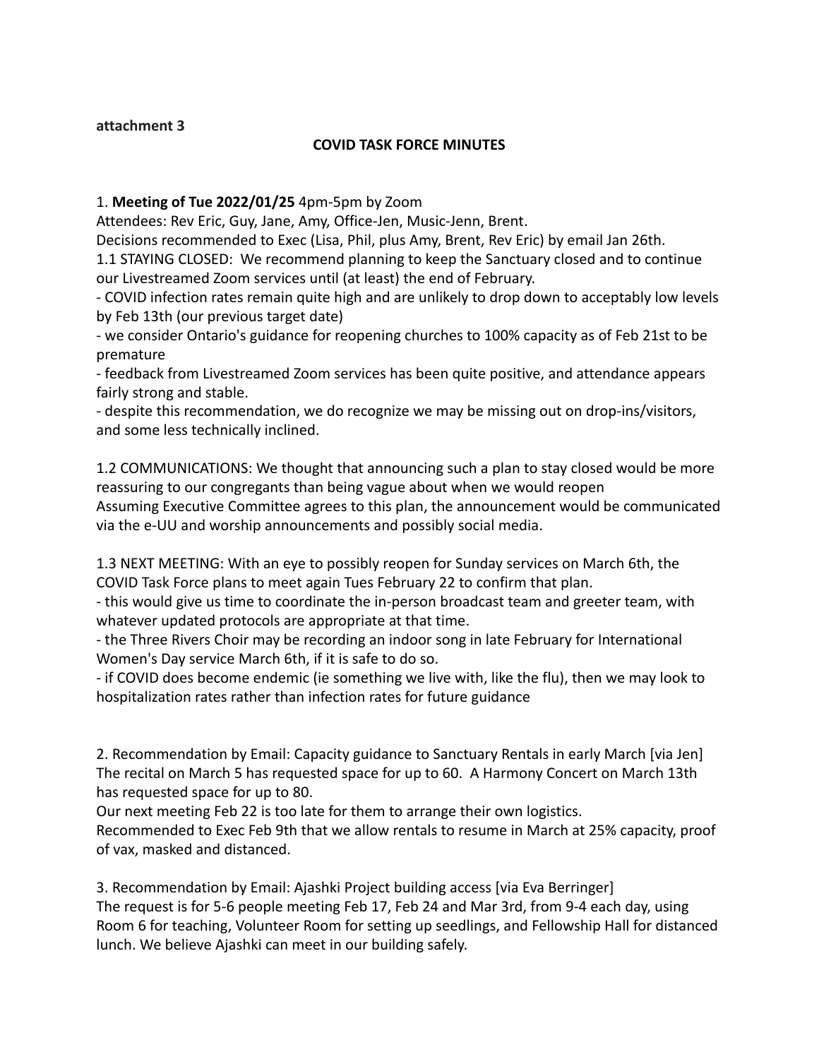**attachment 3**

## COVID TASK FORCE MINUTES

1. **Meeting of Tue 2022/01/25** 4pm-5pm by Zoom
Attendees: Rev Eric, Guy, Jane, Amy, Office-Jen, Music-Jenn, Brent.
Decisions recommended to Exec (Lisa, Phil, plus Amy, Brent, Rev Eric) by email Jan 26th.
1.1 STAYING CLOSED: We recommend planning to keep the Sanctuary closed and to continue our Livestreamed Zoom services until (at least) the end of February.
- COVID infection rates remain quite high and are unlikely to drop down to acceptably low levels by Feb 13th (our previous target date)
- we consider Ontario's guidance for reopening churches to 100% capacity as of Feb 21st to be premature
- feedback from Livestreamed Zoom services has been quite positive, and attendance appears fairly strong and stable.
- despite this recommendation, we do recognize we may be missing out on drop-ins/visitors, and some less technically inclined.

1.2 COMMUNICATIONS: We thought that announcing such a plan to stay closed would be more reassuring to our congregants than being vague about when we would reopen
Assuming Executive Committee agrees to this plan, the announcement would be communicated via the e-UU and worship announcements and possibly social media.

1.3 NEXT MEETING: With an eye to possibly reopen for Sunday services on March 6th, the COVID Task Force plans to meet again Tues February 22 to confirm that plan.
- this would give us time to coordinate the in-person broadcast team and greeter team, with whatever updated protocols are appropriate at that time.
- the Three Rivers Choir may be recording an indoor song in late February for International Women's Day service March 6th, if it is safe to do so.
- if COVID does become endemic (ie something we live with, like the flu), then we may look to hospitalization rates rather than infection rates for future guidance

2. Recommendation by Email: Capacity guidance to Sanctuary Rentals in early March [via Jen]
The recital on March 5 has requested space for up to 60. A Harmony Concert on March 13th has requested space for up to 80.
Our next meeting Feb 22 is too late for them to arrange their own logistics.
Recommended to Exec Feb 9th that we allow rentals to resume in March at 25% capacity, proof of vax, masked and distanced.

3. Recommendation by Email: Ajashki Project building access [via Eva Berringer]
The request is for 5-6 people meeting Feb 17, Feb 24 and Mar 3rd, from 9-4 each day, using Room 6 for teaching, Volunteer Room for setting up seedlings, and Fellowship Hall for distanced lunch. We believe Ajashki can meet in our building safely.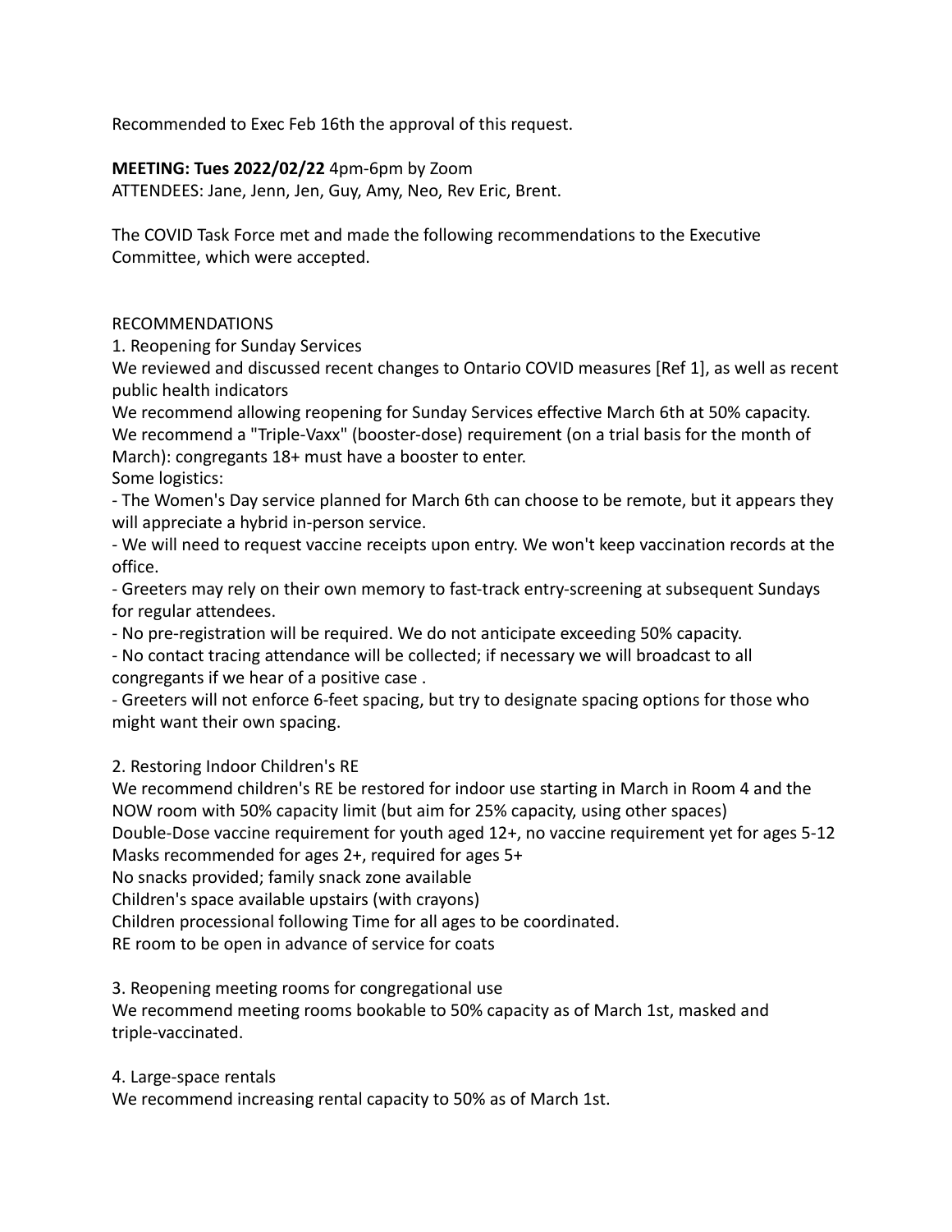Recommended to Exec Feb 16th the approval of this request.

**MEETING: Tues 2022/02/22** 4pm-6pm by Zoom
ATTENDEES: Jane, Jenn, Jen, Guy, Amy, Neo, Rev Eric, Brent.

The COVID Task Force met and made the following recommendations to the Executive Committee, which were accepted.

RECOMMENDATIONS

1. Reopening for Sunday Services

We reviewed and discussed recent changes to Ontario COVID measures [Ref 1], as well as recent public health indicators

We recommend allowing reopening for Sunday Services effective March 6th at 50% capacity.

We recommend a "Triple-Vaxx" (booster-dose) requirement (on a trial basis for the month of March): congregants 18+ must have a booster to enter.

Some logistics:

- The Women's Day service planned for March 6th can choose to be remote, but it appears they will appreciate a hybrid in-person service.
- We will need to request vaccine receipts upon entry. We won't keep vaccination records at the office.
- Greeters may rely on their own memory to fast-track entry-screening at subsequent Sundays for regular attendees.
- No pre-registration will be required. We do not anticipate exceeding 50% capacity.
- No contact tracing attendance will be collected; if necessary we will broadcast to all congregants if we hear of a positive case .
- Greeters will not enforce 6-feet spacing, but try to designate spacing options for those who might want their own spacing.

2. Restoring Indoor Children's RE

We recommend children's RE be restored for indoor use starting in March in Room 4 and the NOW room with 50% capacity limit (but aim for 25% capacity, using other spaces)

Double-Dose vaccine requirement for youth aged 12+, no vaccine requirement yet for ages 5-12

Masks recommended for ages 2+, required for ages 5+

No snacks provided; family snack zone available

Children's space available upstairs (with crayons)

Children processional following Time for all ages to be coordinated.

RE room to be open in advance of service for coats

3. Reopening meeting rooms for congregational use

We recommend meeting rooms bookable to 50% capacity as of March 1st, masked and triple-vaccinated.

4. Large-space rentals

We recommend increasing rental capacity to 50% as of March 1st.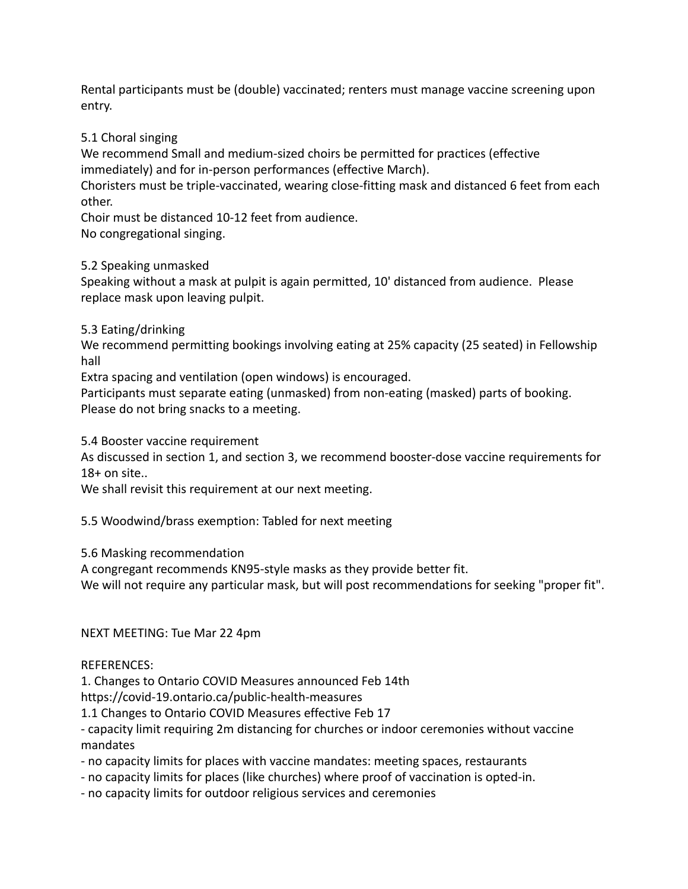Rental participants must be (double) vaccinated; renters must manage vaccine screening upon entry.

5.1 Choral singing
We recommend Small and medium-sized choirs be permitted for practices (effective immediately) and for in-person performances (effective March).
Choristers must be triple-vaccinated, wearing close-fitting mask and distanced 6 feet from each other.
Choir must be distanced 10-12 feet from audience.
No congregational singing.

5.2 Speaking unmasked
Speaking without a mask at pulpit is again permitted, 10' distanced from audience. Please replace mask upon leaving pulpit.

5.3 Eating/drinking
We recommend permitting bookings involving eating at 25% capacity (25 seated) in Fellowship hall
Extra spacing and ventilation (open windows) is encouraged.
Participants must separate eating (unmasked) from non-eating (masked) parts of booking.
Please do not bring snacks to a meeting.

5.4 Booster vaccine requirement
As discussed in section 1, and section 3, we recommend booster-dose vaccine requirements for 18+ on site..
We shall revisit this requirement at our next meeting.

5.5 Woodwind/brass exemption: Tabled for next meeting

5.6 Masking recommendation
A congregant recommends KN95-style masks as they provide better fit.
We will not require any particular mask, but will post recommendations for seeking "proper fit".

NEXT MEETING: Tue Mar 22 4pm

REFERENCES:
1. Changes to Ontario COVID Measures announced Feb 14th
https://covid-19.ontario.ca/public-health-measures
1.1 Changes to Ontario COVID Measures effective Feb 17
- capacity limit requiring 2m distancing for churches or indoor ceremonies without vaccine mandates
- no capacity limits for places with vaccine mandates: meeting spaces, restaurants
- no capacity limits for places (like churches) where proof of vaccination is opted-in.
- no capacity limits for outdoor religious services and ceremonies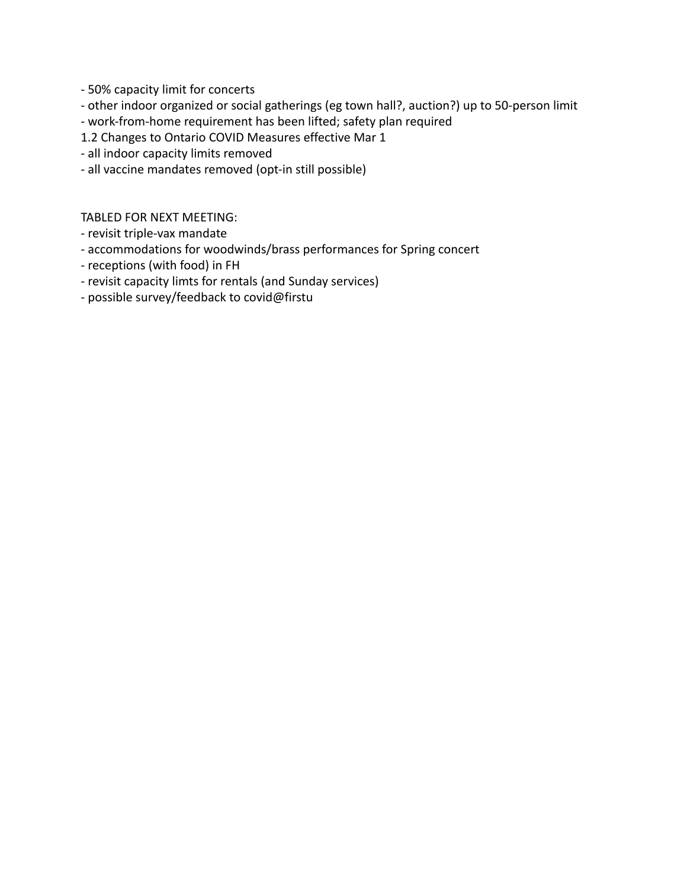- 50% capacity limit for concerts
- other indoor organized or social gatherings (eg town hall?, auction?) up to 50-person limit
- work-from-home requirement has been lifted; safety plan required

1.2 Changes to Ontario COVID Measures effective Mar 1

- all indoor capacity limits removed
- all vaccine mandates removed (opt-in still possible)

TABLED FOR NEXT MEETING:

- revisit triple-vax mandate
- accommodations for woodwinds/brass performances for Spring concert
- receptions (with food) in FH
- revisit capacity limts for rentals (and Sunday services)
- possible survey/feedback to covid@firstu